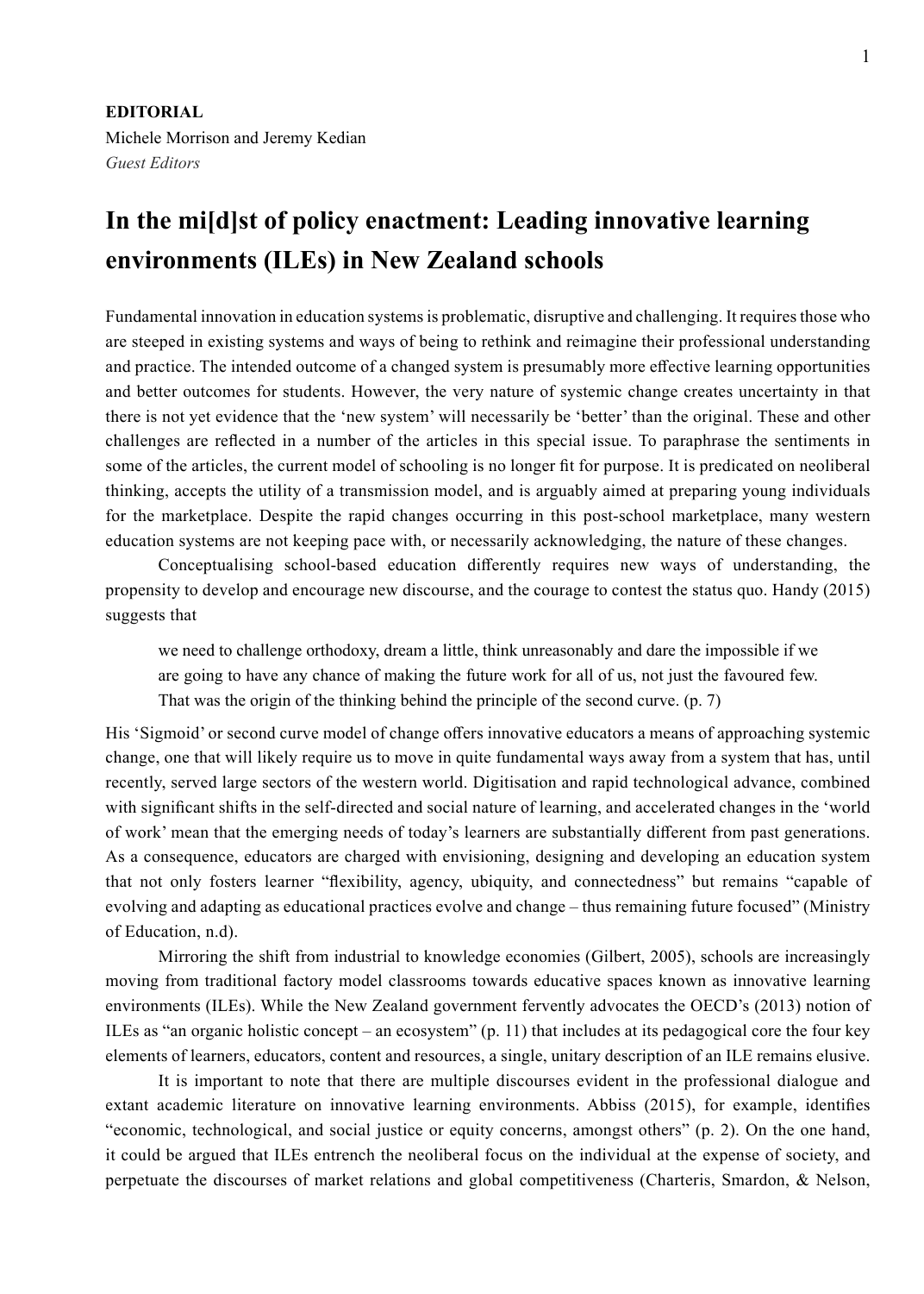**EDITORIAL**
Michele Morrison and Jeremy Kedian
*Guest Editors*

# In the mi[d]st of policy enactment: Leading innovative learning environments (ILEs) in New Zealand schools

Fundamental innovation in education systems is problematic, disruptive and challenging. It requires those who are steeped in existing systems and ways of being to rethink and reimagine their professional understanding and practice. The intended outcome of a changed system is presumably more effective learning opportunities and better outcomes for students. However, the very nature of systemic change creates uncertainty in that there is not yet evidence that the 'new system' will necessarily be 'better' than the original. These and other challenges are reflected in a number of the articles in this special issue. To paraphrase the sentiments in some of the articles, the current model of schooling is no longer fit for purpose. It is predicated on neoliberal thinking, accepts the utility of a transmission model, and is arguably aimed at preparing young individuals for the marketplace. Despite the rapid changes occurring in this post-school marketplace, many western education systems are not keeping pace with, or necessarily acknowledging, the nature of these changes.

Conceptualising school-based education differently requires new ways of understanding, the propensity to develop and encourage new discourse, and the courage to contest the status quo. Handy (2015) suggests that

> we need to challenge orthodoxy, dream a little, think unreasonably and dare the impossible if we are going to have any chance of making the future work for all of us, not just the favoured few. That was the origin of the thinking behind the principle of the second curve. (p. 7)

His 'Sigmoid' or second curve model of change offers innovative educators a means of approaching systemic change, one that will likely require us to move in quite fundamental ways away from a system that has, until recently, served large sectors of the western world. Digitisation and rapid technological advance, combined with significant shifts in the self-directed and social nature of learning, and accelerated changes in the 'world of work' mean that the emerging needs of today's learners are substantially different from past generations. As a consequence, educators are charged with envisioning, designing and developing an education system that not only fosters learner "flexibility, agency, ubiquity, and connectedness" but remains "capable of evolving and adapting as educational practices evolve and change – thus remaining future focused" (Ministry of Education, n.d).

Mirroring the shift from industrial to knowledge economies (Gilbert, 2005), schools are increasingly moving from traditional factory model classrooms towards educative spaces known as innovative learning environments (ILEs). While the New Zealand government fervently advocates the OECD's (2013) notion of ILEs as "an organic holistic concept – an ecosystem" (p. 11) that includes at its pedagogical core the four key elements of learners, educators, content and resources, a single, unitary description of an ILE remains elusive.

It is important to note that there are multiple discourses evident in the professional dialogue and extant academic literature on innovative learning environments. Abbiss (2015), for example, identifies "economic, technological, and social justice or equity concerns, amongst others" (p. 2). On the one hand, it could be argued that ILEs entrench the neoliberal focus on the individual at the expense of society, and perpetuate the discourses of market relations and global competitiveness (Charteris, Smardon, & Nelson,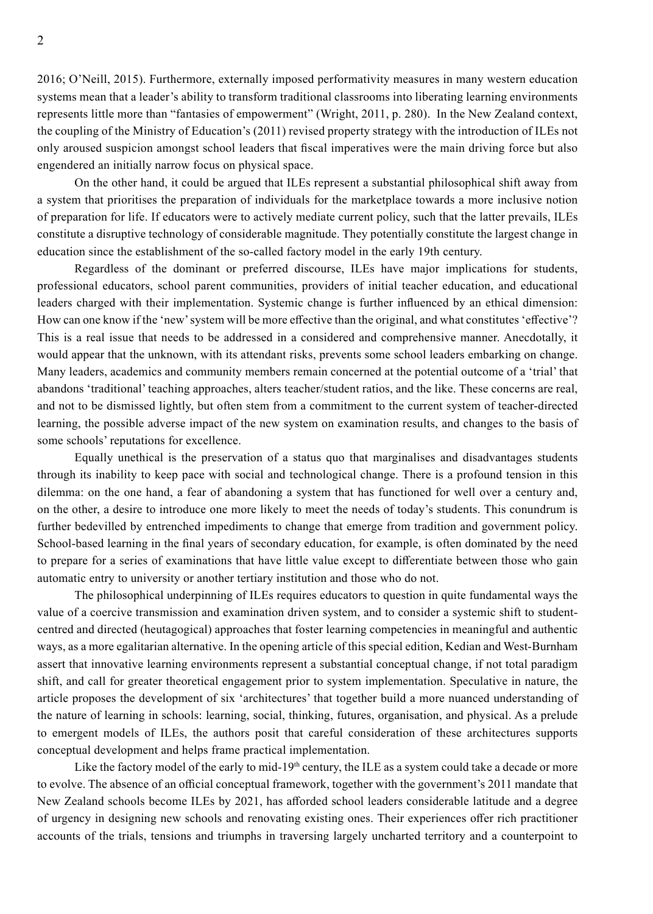2016; O'Neill, 2015). Furthermore, externally imposed performativity measures in many western education systems mean that a leader's ability to transform traditional classrooms into liberating learning environments represents little more than "fantasies of empowerment" (Wright, 2011, p. 280). In the New Zealand context, the coupling of the Ministry of Education's (2011) revised property strategy with the introduction of ILEs not only aroused suspicion amongst school leaders that fiscal imperatives were the main driving force but also engendered an initially narrow focus on physical space.

On the other hand, it could be argued that ILEs represent a substantial philosophical shift away from a system that prioritises the preparation of individuals for the marketplace towards a more inclusive notion of preparation for life. If educators were to actively mediate current policy, such that the latter prevails, ILEs constitute a disruptive technology of considerable magnitude. They potentially constitute the largest change in education since the establishment of the so-called factory model in the early 19th century.

Regardless of the dominant or preferred discourse, ILEs have major implications for students, professional educators, school parent communities, providers of initial teacher education, and educational leaders charged with their implementation. Systemic change is further influenced by an ethical dimension: How can one know if the 'new' system will be more effective than the original, and what constitutes 'effective'? This is a real issue that needs to be addressed in a considered and comprehensive manner. Anecdotally, it would appear that the unknown, with its attendant risks, prevents some school leaders embarking on change. Many leaders, academics and community members remain concerned at the potential outcome of a 'trial' that abandons 'traditional' teaching approaches, alters teacher/student ratios, and the like. These concerns are real, and not to be dismissed lightly, but often stem from a commitment to the current system of teacher-directed learning, the possible adverse impact of the new system on examination results, and changes to the basis of some schools' reputations for excellence.

Equally unethical is the preservation of a status quo that marginalises and disadvantages students through its inability to keep pace with social and technological change. There is a profound tension in this dilemma: on the one hand, a fear of abandoning a system that has functioned for well over a century and, on the other, a desire to introduce one more likely to meet the needs of today's students. This conundrum is further bedevilled by entrenched impediments to change that emerge from tradition and government policy. School-based learning in the final years of secondary education, for example, is often dominated by the need to prepare for a series of examinations that have little value except to differentiate between those who gain automatic entry to university or another tertiary institution and those who do not.

The philosophical underpinning of ILEs requires educators to question in quite fundamental ways the value of a coercive transmission and examination driven system, and to consider a systemic shift to student-centred and directed (heutagogical) approaches that foster learning competencies in meaningful and authentic ways, as a more egalitarian alternative. In the opening article of this special edition, Kedian and West-Burnham assert that innovative learning environments represent a substantial conceptual change, if not total paradigm shift, and call for greater theoretical engagement prior to system implementation. Speculative in nature, the article proposes the development of six 'architectures' that together build a more nuanced understanding of the nature of learning in schools: learning, social, thinking, futures, organisation, and physical. As a prelude to emergent models of ILEs, the authors posit that careful consideration of these architectures supports conceptual development and helps frame practical implementation.

Like the factory model of the early to mid-19th century, the ILE as a system could take a decade or more to evolve. The absence of an official conceptual framework, together with the government's 2011 mandate that New Zealand schools become ILEs by 2021, has afforded school leaders considerable latitude and a degree of urgency in designing new schools and renovating existing ones. Their experiences offer rich practitioner accounts of the trials, tensions and triumphs in traversing largely uncharted territory and a counterpoint to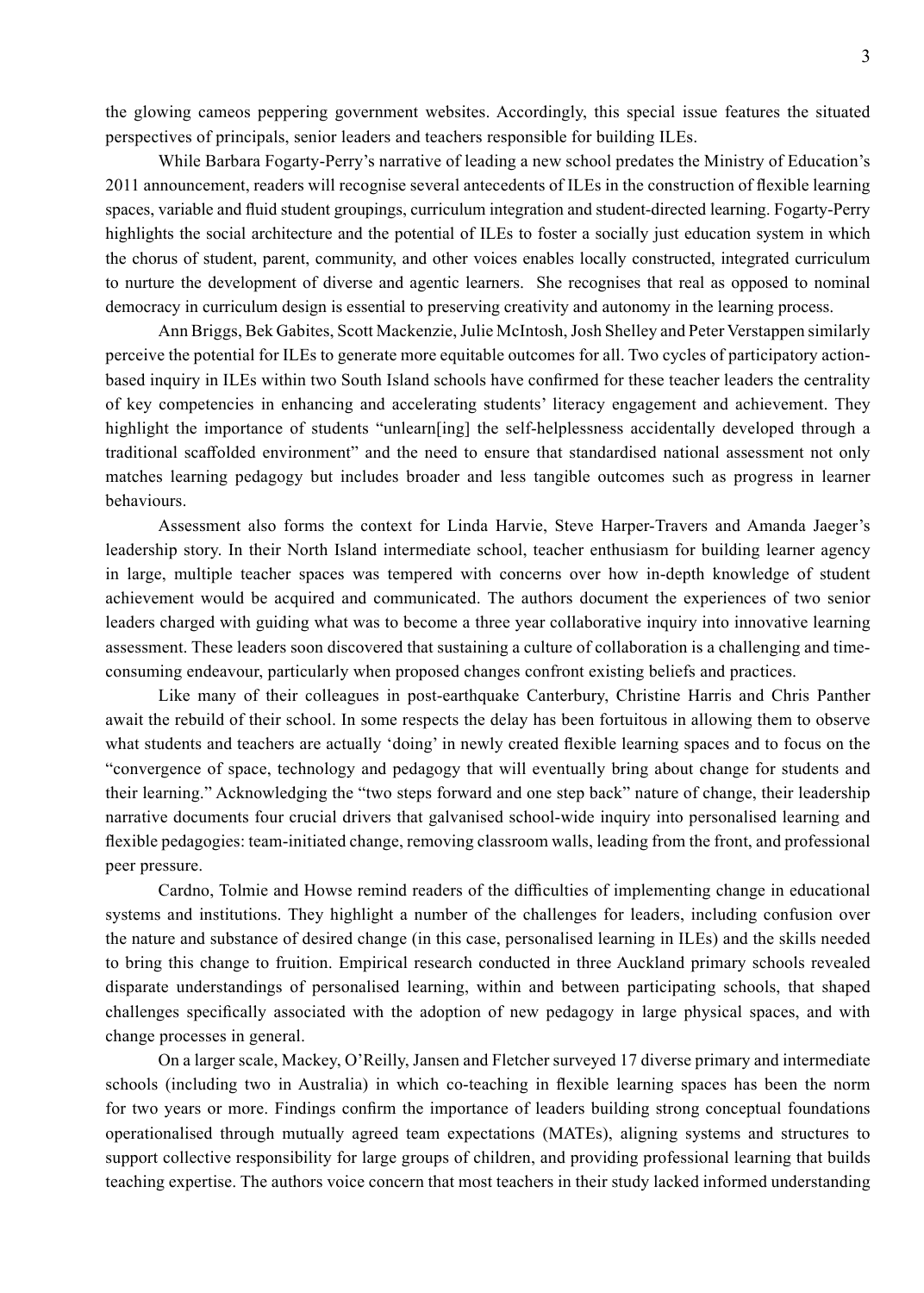the glowing cameos peppering government websites. Accordingly, this special issue features the situated perspectives of principals, senior leaders and teachers responsible for building ILEs.

While Barbara Fogarty-Perry's narrative of leading a new school predates the Ministry of Education's 2011 announcement, readers will recognise several antecedents of ILEs in the construction of flexible learning spaces, variable and fluid student groupings, curriculum integration and student-directed learning. Fogarty-Perry highlights the social architecture and the potential of ILEs to foster a socially just education system in which the chorus of student, parent, community, and other voices enables locally constructed, integrated curriculum to nurture the development of diverse and agentic learners. She recognises that real as opposed to nominal democracy in curriculum design is essential to preserving creativity and autonomy in the learning process.

Ann Briggs, Bek Gabites, Scott Mackenzie, Julie McIntosh, Josh Shelley and Peter Verstappen similarly perceive the potential for ILEs to generate more equitable outcomes for all. Two cycles of participatory action-based inquiry in ILEs within two South Island schools have confirmed for these teacher leaders the centrality of key competencies in enhancing and accelerating students' literacy engagement and achievement. They highlight the importance of students "unlearn[ing] the self-helplessness accidentally developed through a traditional scaffolded environment" and the need to ensure that standardised national assessment not only matches learning pedagogy but includes broader and less tangible outcomes such as progress in learner behaviours.

Assessment also forms the context for Linda Harvie, Steve Harper-Travers and Amanda Jaeger's leadership story. In their North Island intermediate school, teacher enthusiasm for building learner agency in large, multiple teacher spaces was tempered with concerns over how in-depth knowledge of student achievement would be acquired and communicated. The authors document the experiences of two senior leaders charged with guiding what was to become a three year collaborative inquiry into innovative learning assessment. These leaders soon discovered that sustaining a culture of collaboration is a challenging and time-consuming endeavour, particularly when proposed changes confront existing beliefs and practices.

Like many of their colleagues in post-earthquake Canterbury, Christine Harris and Chris Panther await the rebuild of their school. In some respects the delay has been fortuitous in allowing them to observe what students and teachers are actually 'doing' in newly created flexible learning spaces and to focus on the "convergence of space, technology and pedagogy that will eventually bring about change for students and their learning." Acknowledging the "two steps forward and one step back" nature of change, their leadership narrative documents four crucial drivers that galvanised school-wide inquiry into personalised learning and flexible pedagogies: team-initiated change, removing classroom walls, leading from the front, and professional peer pressure.

Cardno, Tolmie and Howse remind readers of the difficulties of implementing change in educational systems and institutions. They highlight a number of the challenges for leaders, including confusion over the nature and substance of desired change (in this case, personalised learning in ILEs) and the skills needed to bring this change to fruition. Empirical research conducted in three Auckland primary schools revealed disparate understandings of personalised learning, within and between participating schools, that shaped challenges specifically associated with the adoption of new pedagogy in large physical spaces, and with change processes in general.

On a larger scale, Mackey, O'Reilly, Jansen and Fletcher surveyed 17 diverse primary and intermediate schools (including two in Australia) in which co-teaching in flexible learning spaces has been the norm for two years or more. Findings confirm the importance of leaders building strong conceptual foundations operationalised through mutually agreed team expectations (MATEs), aligning systems and structures to support collective responsibility for large groups of children, and providing professional learning that builds teaching expertise. The authors voice concern that most teachers in their study lacked informed understanding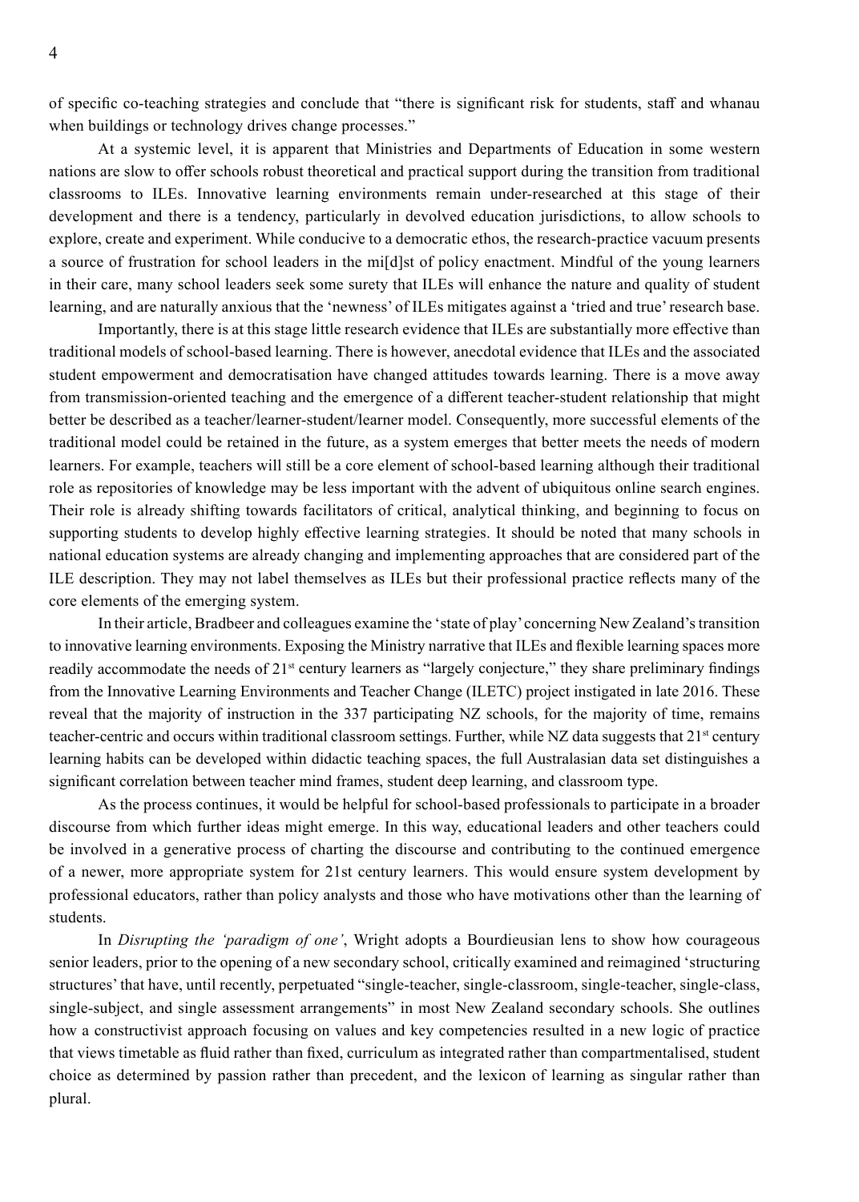of specific co-teaching strategies and conclude that "there is significant risk for students, staff and whanau when buildings or technology drives change processes."

At a systemic level, it is apparent that Ministries and Departments of Education in some western nations are slow to offer schools robust theoretical and practical support during the transition from traditional classrooms to ILEs. Innovative learning environments remain under-researched at this stage of their development and there is a tendency, particularly in devolved education jurisdictions, to allow schools to explore, create and experiment. While conducive to a democratic ethos, the research-practice vacuum presents a source of frustration for school leaders in the mi[d]st of policy enactment. Mindful of the young learners in their care, many school leaders seek some surety that ILEs will enhance the nature and quality of student learning, and are naturally anxious that the 'newness' of ILEs mitigates against a 'tried and true' research base.

Importantly, there is at this stage little research evidence that ILEs are substantially more effective than traditional models of school-based learning. There is however, anecdotal evidence that ILEs and the associated student empowerment and democratisation have changed attitudes towards learning. There is a move away from transmission-oriented teaching and the emergence of a different teacher-student relationship that might better be described as a teacher/learner-student/learner model. Consequently, more successful elements of the traditional model could be retained in the future, as a system emerges that better meets the needs of modern learners. For example, teachers will still be a core element of school-based learning although their traditional role as repositories of knowledge may be less important with the advent of ubiquitous online search engines. Their role is already shifting towards facilitators of critical, analytical thinking, and beginning to focus on supporting students to develop highly effective learning strategies. It should be noted that many schools in national education systems are already changing and implementing approaches that are considered part of the ILE description. They may not label themselves as ILEs but their professional practice reflects many of the core elements of the emerging system.

In their article, Bradbeer and colleagues examine the 'state of play' concerning New Zealand's transition to innovative learning environments. Exposing the Ministry narrative that ILEs and flexible learning spaces more readily accommodate the needs of 21st century learners as "largely conjecture," they share preliminary findings from the Innovative Learning Environments and Teacher Change (ILETC) project instigated in late 2016. These reveal that the majority of instruction in the 337 participating NZ schools, for the majority of time, remains teacher-centric and occurs within traditional classroom settings. Further, while NZ data suggests that 21st century learning habits can be developed within didactic teaching spaces, the full Australasian data set distinguishes a significant correlation between teacher mind frames, student deep learning, and classroom type.

As the process continues, it would be helpful for school-based professionals to participate in a broader discourse from which further ideas might emerge. In this way, educational leaders and other teachers could be involved in a generative process of charting the discourse and contributing to the continued emergence of a newer, more appropriate system for 21st century learners. This would ensure system development by professional educators, rather than policy analysts and those who have motivations other than the learning of students.

In *Disrupting the 'paradigm of one'*, Wright adopts a Bourdieusian lens to show how courageous senior leaders, prior to the opening of a new secondary school, critically examined and reimagined 'structuring structures' that have, until recently, perpetuated "single-teacher, single-classroom, single-teacher, single-class, single-subject, and single assessment arrangements" in most New Zealand secondary schools. She outlines how a constructivist approach focusing on values and key competencies resulted in a new logic of practice that views timetable as fluid rather than fixed, curriculum as integrated rather than compartmentalised, student choice as determined by passion rather than precedent, and the lexicon of learning as singular rather than plural.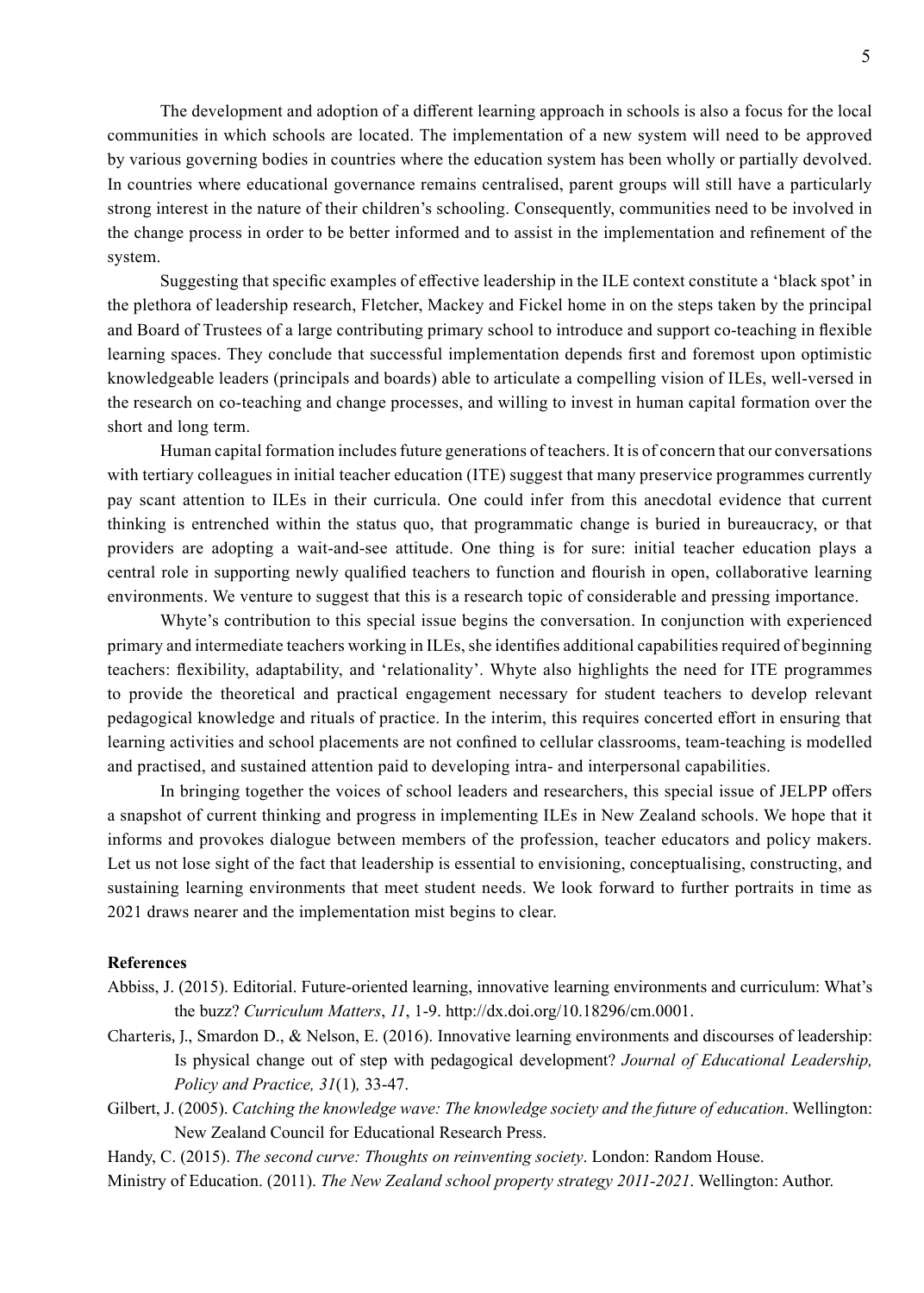The development and adoption of a different learning approach in schools is also a focus for the local communities in which schools are located. The implementation of a new system will need to be approved by various governing bodies in countries where the education system has been wholly or partially devolved. In countries where educational governance remains centralised, parent groups will still have a particularly strong interest in the nature of their children's schooling. Consequently, communities need to be involved in the change process in order to be better informed and to assist in the implementation and refinement of the system.

Suggesting that specific examples of effective leadership in the ILE context constitute a 'black spot' in the plethora of leadership research, Fletcher, Mackey and Fickel home in on the steps taken by the principal and Board of Trustees of a large contributing primary school to introduce and support co-teaching in flexible learning spaces. They conclude that successful implementation depends first and foremost upon optimistic knowledgeable leaders (principals and boards) able to articulate a compelling vision of ILEs, well-versed in the research on co-teaching and change processes, and willing to invest in human capital formation over the short and long term.

Human capital formation includes future generations of teachers. It is of concern that our conversations with tertiary colleagues in initial teacher education (ITE) suggest that many preservice programmes currently pay scant attention to ILEs in their curricula. One could infer from this anecdotal evidence that current thinking is entrenched within the status quo, that programmatic change is buried in bureaucracy, or that providers are adopting a wait-and-see attitude. One thing is for sure: initial teacher education plays a central role in supporting newly qualified teachers to function and flourish in open, collaborative learning environments. We venture to suggest that this is a research topic of considerable and pressing importance.

Whyte's contribution to this special issue begins the conversation. In conjunction with experienced primary and intermediate teachers working in ILEs, she identifies additional capabilities required of beginning teachers: flexibility, adaptability, and 'relationality'. Whyte also highlights the need for ITE programmes to provide the theoretical and practical engagement necessary for student teachers to develop relevant pedagogical knowledge and rituals of practice. In the interim, this requires concerted effort in ensuring that learning activities and school placements are not confined to cellular classrooms, team-teaching is modelled and practised, and sustained attention paid to developing intra- and interpersonal capabilities.

In bringing together the voices of school leaders and researchers, this special issue of JELPP offers a snapshot of current thinking and progress in implementing ILEs in New Zealand schools. We hope that it informs and provokes dialogue between members of the profession, teacher educators and policy makers. Let us not lose sight of the fact that leadership is essential to envisioning, conceptualising, constructing, and sustaining learning environments that meet student needs. We look forward to further portraits in time as 2021 draws nearer and the implementation mist begins to clear.

**References**

Abbiss, J. (2015). Editorial. Future-oriented learning, innovative learning environments and curriculum: What's the buzz? *Curriculum Matters*, *11*, 1-9. http://dx.doi.org/10.18296/cm.0001.

Charteris, J., Smardon D., & Nelson, E. (2016). Innovative learning environments and discourses of leadership: Is physical change out of step with pedagogical development? *Journal of Educational Leadership, Policy and Practice, 31*(1)*,* 33-47.

Gilbert, J. (2005). *Catching the knowledge wave: The knowledge society and the future of education*. Wellington: New Zealand Council for Educational Research Press.

Handy, C. (2015). *The second curve: Thoughts on reinventing society*. London: Random House.

Ministry of Education. (2011). *The New Zealand school property strategy 2011-2021*. Wellington: Author.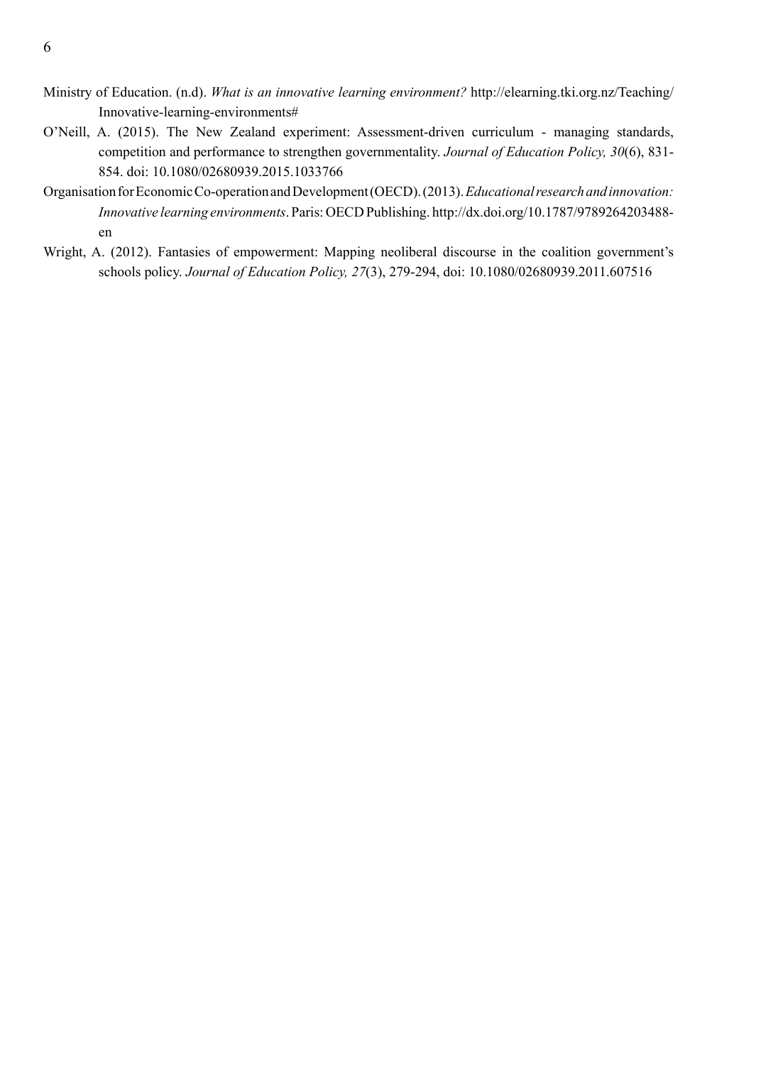Ministry of Education. (n.d). *What is an innovative learning environment?* http://elearning.tki.org.nz/Teaching/Innovative-learning-environments#

O'Neill, A. (2015). The New Zealand experiment: Assessment-driven curriculum - managing standards, competition and performance to strengthen governmentality. *Journal of Education Policy, 30*(6), 831-854. doi: 10.1080/02680939.2015.1033766

Organisation for Economic Co-operation and Development (OECD). (2013). *Educational research and innovation: Innovative learning environments*. Paris: OECD Publishing. http://dx.doi.org/10.1787/9789264203488-en

Wright, A. (2012). Fantasies of empowerment: Mapping neoliberal discourse in the coalition government's schools policy. *Journal of Education Policy, 27*(3), 279-294, doi: 10.1080/02680939.2011.607516